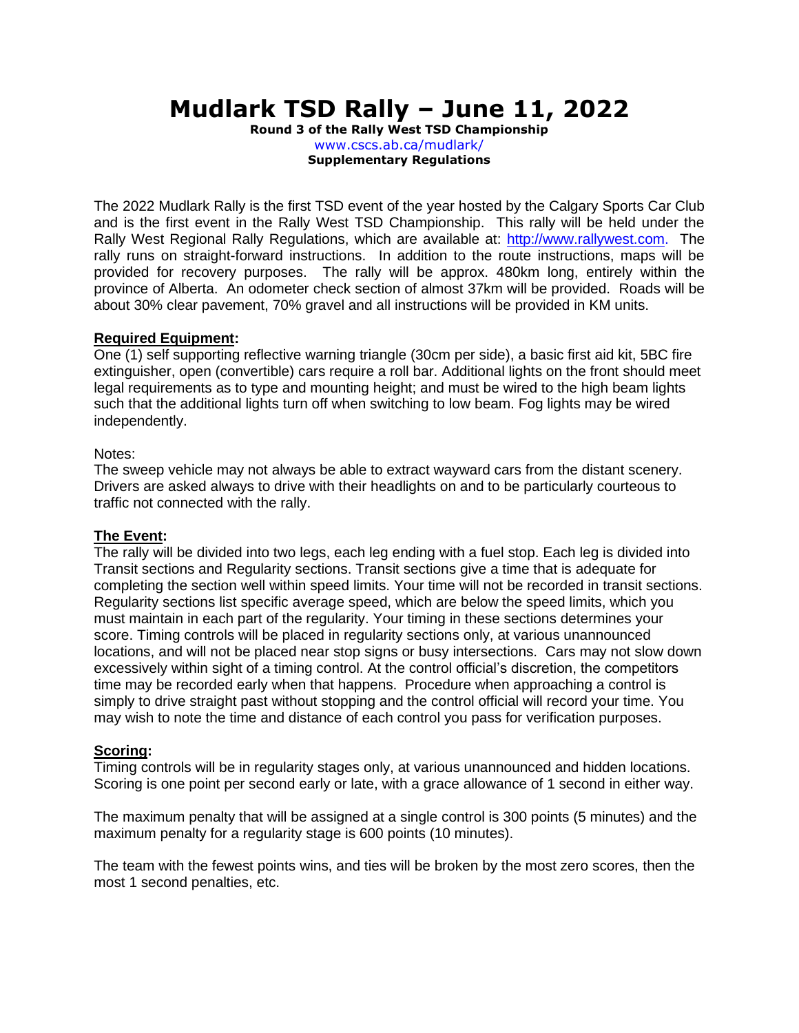# Mudlark TSD Rally – June 11, 2022

**Round 3 of the Rally West TSD Championship**
www.cscs.ab.ca/mudlark/
**Supplementary Regulations**

The 2022 Mudlark Rally is the first TSD event of the year hosted by the Calgary Sports Car Club and is the first event in the Rally West TSD Championship. This rally will be held under the Rally West Regional Rally Regulations, which are available at: [http://www.rallywest.com](http://www.rallywest.com). The rally runs on straight-forward instructions. In addition to the route instructions, maps will be provided for recovery purposes. The rally will be approx. 480km long, entirely within the province of Alberta. An odometer check section of almost 37km will be provided. Roads will be about 30% clear pavement, 70% gravel and all instructions will be provided in KM units.

## Required Equipment:

One (1) self supporting reflective warning triangle (30cm per side), a basic first aid kit, 5BC fire extinguisher, open (convertible) cars require a roll bar. Additional lights on the front should meet legal requirements as to type and mounting height; and must be wired to the high beam lights such that the additional lights turn off when switching to low beam. Fog lights may be wired independently.

Notes:
The sweep vehicle may not always be able to extract wayward cars from the distant scenery. Drivers are asked always to drive with their headlights on and to be particularly courteous to traffic not connected with the rally.

## The Event:

The rally will be divided into two legs, each leg ending with a fuel stop. Each leg is divided into Transit sections and Regularity sections. Transit sections give a time that is adequate for completing the section well within speed limits. Your time will not be recorded in transit sections. Regularity sections list specific average speed, which are below the speed limits, which you must maintain in each part of the regularity. Your timing in these sections determines your score. Timing controls will be placed in regularity sections only, at various unannounced locations, and will not be placed near stop signs or busy intersections. Cars may not slow down excessively within sight of a timing control. At the control official's discretion, the competitors time may be recorded early when that happens. Procedure when approaching a control is simply to drive straight past without stopping and the control official will record your time. You may wish to note the time and distance of each control you pass for verification purposes.

## Scoring:

Timing controls will be in regularity stages only, at various unannounced and hidden locations. Scoring is one point per second early or late, with a grace allowance of 1 second in either way.

The maximum penalty that will be assigned at a single control is 300 points (5 minutes) and the maximum penalty for a regularity stage is 600 points (10 minutes).

The team with the fewest points wins, and ties will be broken by the most zero scores, then the most 1 second penalties, etc.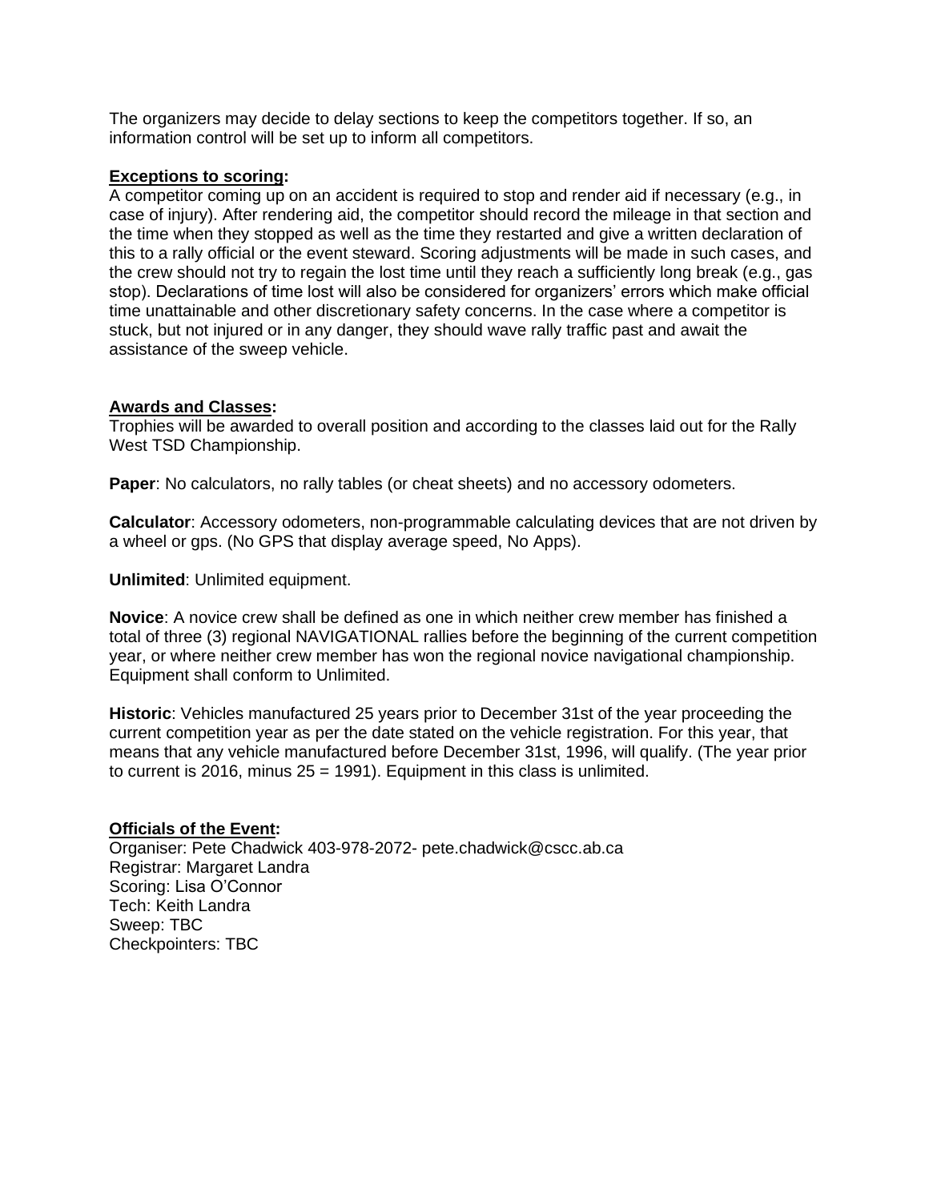The organizers may decide to delay sections to keep the competitors together. If so, an information control will be set up to inform all competitors.

**Exceptions to scoring:**

A competitor coming up on an accident is required to stop and render aid if necessary (e.g., in case of injury). After rendering aid, the competitor should record the mileage in that section and the time when they stopped as well as the time they restarted and give a written declaration of this to a rally official or the event steward. Scoring adjustments will be made in such cases, and the crew should not try to regain the lost time until they reach a sufficiently long break (e.g., gas stop). Declarations of time lost will also be considered for organizers' errors which make official time unattainable and other discretionary safety concerns. In the case where a competitor is stuck, but not injured or in any danger, they should wave rally traffic past and await the assistance of the sweep vehicle.

**Awards and Classes:**

Trophies will be awarded to overall position and according to the classes laid out for the Rally West TSD Championship.

**Paper**: No calculators, no rally tables (or cheat sheets) and no accessory odometers.

**Calculator**: Accessory odometers, non-programmable calculating devices that are not driven by a wheel or gps. (No GPS that display average speed, No Apps).

**Unlimited**: Unlimited equipment.

**Novice**: A novice crew shall be defined as one in which neither crew member has finished a total of three (3) regional NAVIGATIONAL rallies before the beginning of the current competition year, or where neither crew member has won the regional novice navigational championship. Equipment shall conform to Unlimited.

**Historic**: Vehicles manufactured 25 years prior to December 31st of the year proceeding the current competition year as per the date stated on the vehicle registration. For this year, that means that any vehicle manufactured before December 31st, 1996, will qualify. (The year prior to current is 2016, minus 25 = 1991). Equipment in this class is unlimited.

**Officials of the Event:**

Organiser: Pete Chadwick 403-978-2072- pete.chadwick@cscc.ab.ca
Registrar: Margaret Landra
Scoring: Lisa O'Connor
Tech: Keith Landra
Sweep: TBC
Checkpointers: TBC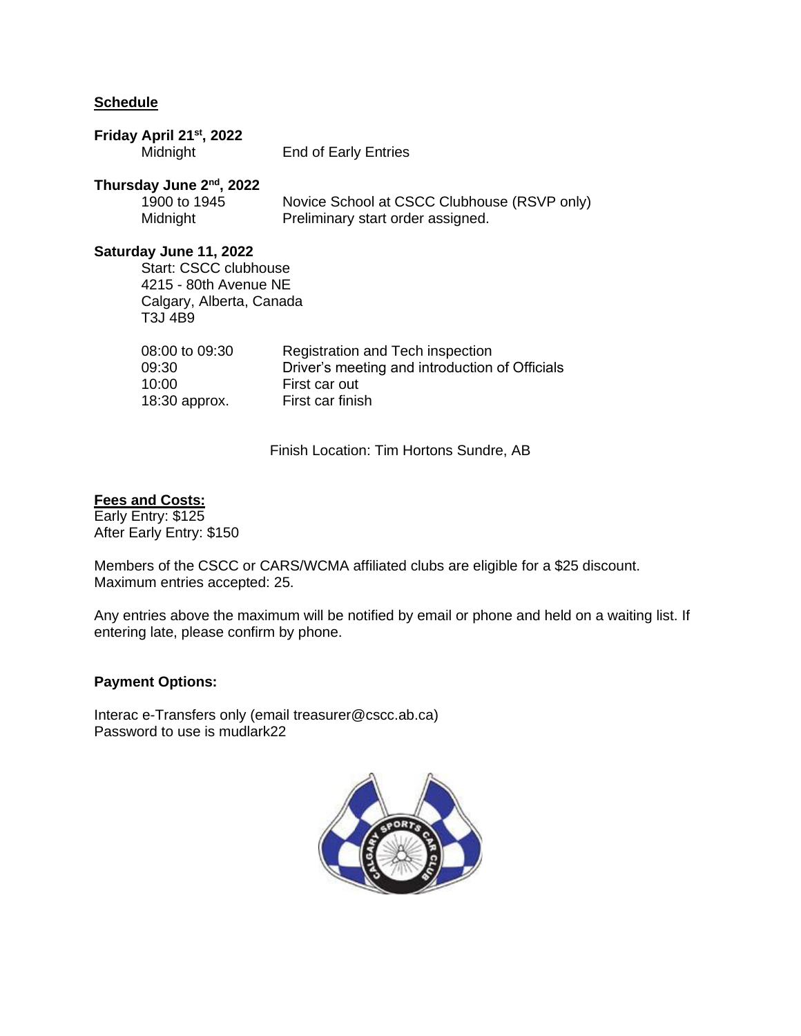## Schedule

**Friday April 21st, 2022**

| | |
|---|---|
| Midnight | End of Early Entries |

**Thursday June 2nd, 2022**

| | |
|---|---|
| 1900 to 1945 | Novice School at CSCC Clubhouse (RSVP only) |
| Midnight | Preliminary start order assigned. |

**Saturday June 11, 2022**

Start: CSCC clubhouse
4215 - 80th Avenue NE
Calgary, Alberta, Canada
T3J 4B9

| | |
|---|---|
| 08:00 to 09:30 | Registration and Tech inspection |
| 09:30 | Driver's meeting and introduction of Officials |
| 10:00 | First car out |
| 18:30 approx. | First car finish |

Finish Location: Tim Hortons Sundre, AB

## Fees and Costs:

Early Entry: $125
After Early Entry: $150

Members of the CSCC or CARS/WCMA affiliated clubs are eligible for a $25 discount.
Maximum entries accepted: 25.

Any entries above the maximum will be notified by email or phone and held on a waiting list. If entering late, please confirm by phone.

**Payment Options:**

Interac e-Transfers only (email treasurer@cscc.ab.ca)
Password to use is mudlark22